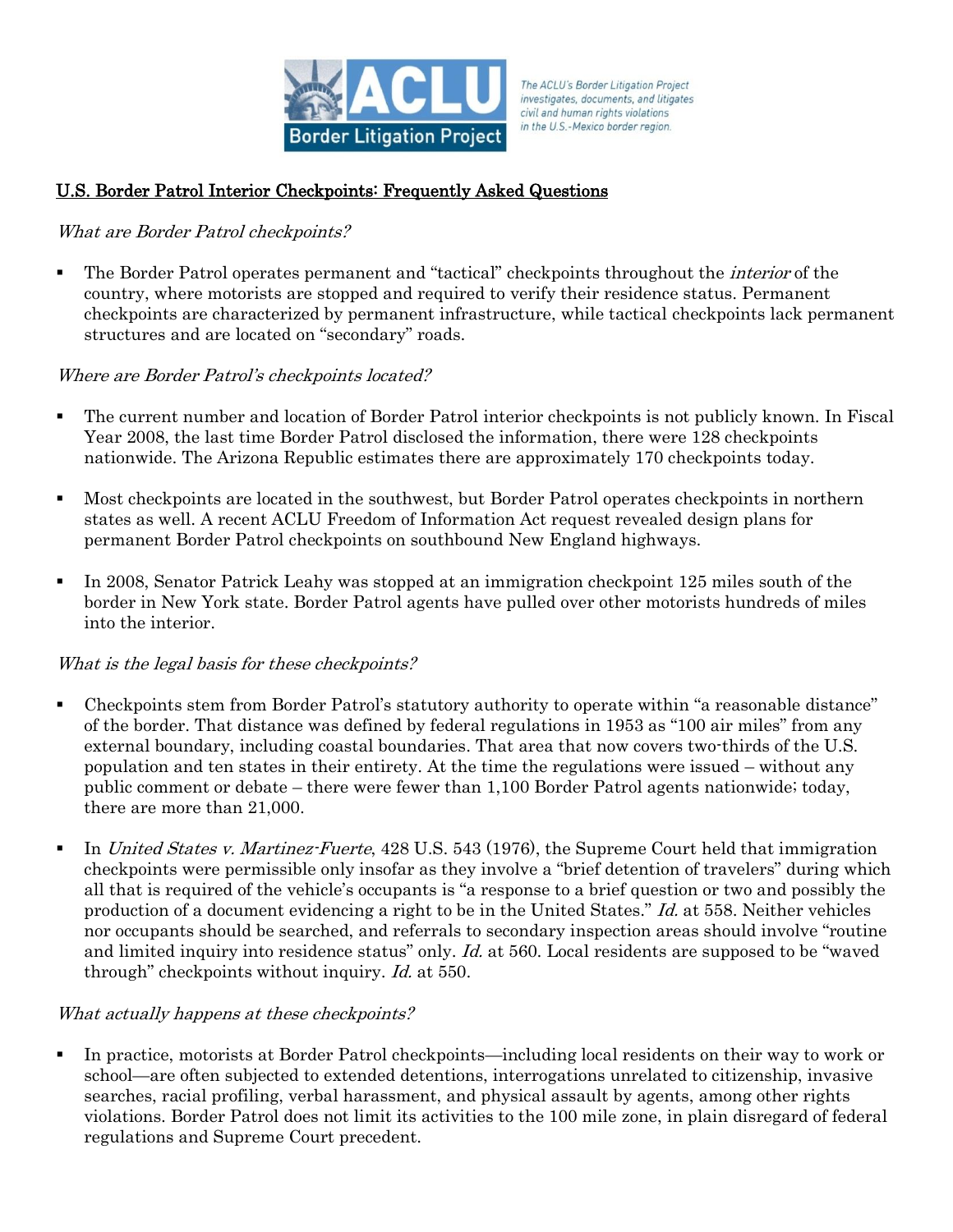ACLU Border Litigation Project

*The ACLU's Border Litigation Project investigates, documents, and litigates civil and human rights violations in the U.S.-Mexico border region.*

## U.S. Border Patrol Interior Checkpoints: Frequently Asked Questions

*What are Border Patrol checkpoints?*

- The Border Patrol operates permanent and "tactical" checkpoints throughout the *interior* of the country, where motorists are stopped and required to verify their residence status. Permanent checkpoints are characterized by permanent infrastructure, while tactical checkpoints lack permanent structures and are located on "secondary" roads.

*Where are Border Patrol's checkpoints located?*

- The current number and location of Border Patrol interior checkpoints is not publicly known. In Fiscal Year 2008, the last time Border Patrol disclosed the information, there were 128 checkpoints nationwide. The Arizona Republic estimates there are approximately 170 checkpoints today.

- Most checkpoints are located in the southwest, but Border Patrol operates checkpoints in northern states as well. A recent ACLU Freedom of Information Act request revealed design plans for permanent Border Patrol checkpoints on southbound New England highways.

- In 2008, Senator Patrick Leahy was stopped at an immigration checkpoint 125 miles south of the border in New York state. Border Patrol agents have pulled over other motorists hundreds of miles into the interior.

*What is the legal basis for these checkpoints?*

- Checkpoints stem from Border Patrol's statutory authority to operate within "a reasonable distance" of the border. That distance was defined by federal regulations in 1953 as "100 air miles" from any external boundary, including coastal boundaries. That area that now covers two-thirds of the U.S. population and ten states in their entirety. At the time the regulations were issued – without any public comment or debate – there were fewer than 1,100 Border Patrol agents nationwide; today, there are more than 21,000.

- In *United States v. Martinez-Fuerte*, 428 U.S. 543 (1976), the Supreme Court held that immigration checkpoints were permissible only insofar as they involve a "brief detention of travelers" during which all that is required of the vehicle's occupants is "a response to a brief question or two and possibly the production of a document evidencing a right to be in the United States." *Id.* at 558. Neither vehicles nor occupants should be searched, and referrals to secondary inspection areas should involve "routine and limited inquiry into residence status" only. *Id.* at 560. Local residents are supposed to be "waved through" checkpoints without inquiry. *Id.* at 550.

*What actually happens at these checkpoints?*

- In practice, motorists at Border Patrol checkpoints—including local residents on their way to work or school—are often subjected to extended detentions, interrogations unrelated to citizenship, invasive searches, racial profiling, verbal harassment, and physical assault by agents, among other rights violations. Border Patrol does not limit its activities to the 100 mile zone, in plain disregard of federal regulations and Supreme Court precedent.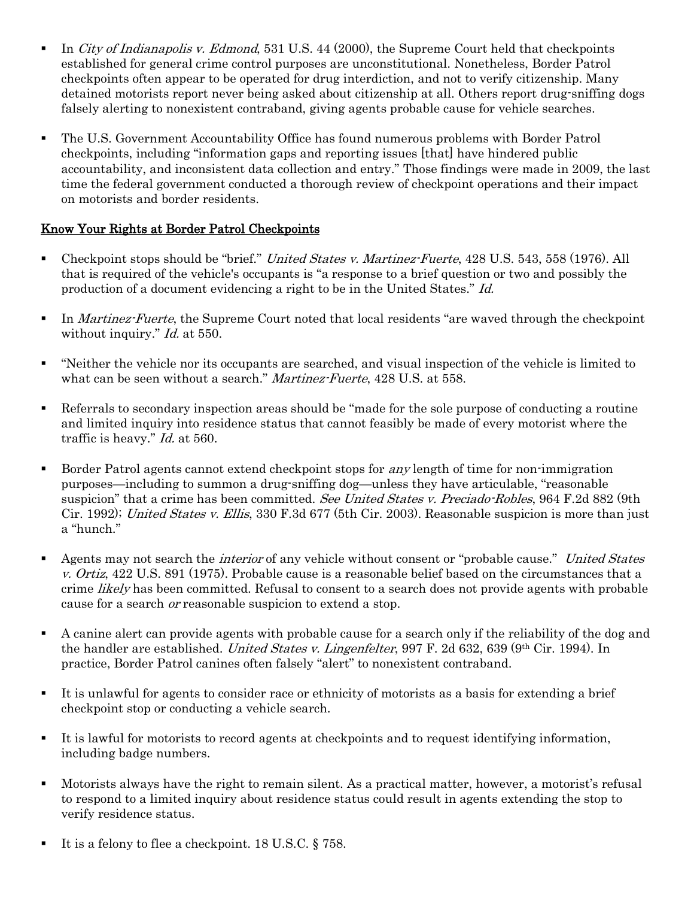- In *City of Indianapolis v. Edmond*, 531 U.S. 44 (2000), the Supreme Court held that checkpoints established for general crime control purposes are unconstitutional. Nonetheless, Border Patrol checkpoints often appear to be operated for drug interdiction, and not to verify citizenship. Many detained motorists report never being asked about citizenship at all. Others report drug-sniffing dogs falsely alerting to nonexistent contraband, giving agents probable cause for vehicle searches.

- The U.S. Government Accountability Office has found numerous problems with Border Patrol checkpoints, including "information gaps and reporting issues [that] have hindered public accountability, and inconsistent data collection and entry." Those findings were made in 2009, the last time the federal government conducted a thorough review of checkpoint operations and their impact on motorists and border residents.

## Know Your Rights at Border Patrol Checkpoints

- Checkpoint stops should be "brief." *United States v. Martinez-Fuerte*, 428 U.S. 543, 558 (1976). All that is required of the vehicle's occupants is "a response to a brief question or two and possibly the production of a document evidencing a right to be in the United States." *Id.*

- In *Martinez-Fuerte*, the Supreme Court noted that local residents "are waved through the checkpoint without inquiry." *Id.* at 550.

- "Neither the vehicle nor its occupants are searched, and visual inspection of the vehicle is limited to what can be seen without a search." *Martinez-Fuerte*, 428 U.S. at 558.

- Referrals to secondary inspection areas should be "made for the sole purpose of conducting a routine and limited inquiry into residence status that cannot feasibly be made of every motorist where the traffic is heavy." *Id.* at 560.

- Border Patrol agents cannot extend checkpoint stops for *any* length of time for non-immigration purposes—including to summon a drug-sniffing dog—unless they have articulable, "reasonable suspicion" that a crime has been committed. *See United States v. Preciado-Robles*, 964 F.2d 882 (9th Cir. 1992); *United States v. Ellis*, 330 F.3d 677 (5th Cir. 2003). Reasonable suspicion is more than just a "hunch."

- Agents may not search the *interior* of any vehicle without consent or "probable cause." *United States v. Ortiz*, 422 U.S. 891 (1975). Probable cause is a reasonable belief based on the circumstances that a crime *likely* has been committed. Refusal to consent to a search does not provide agents with probable cause for a search *or* reasonable suspicion to extend a stop.

- A canine alert can provide agents with probable cause for a search only if the reliability of the dog and the handler are established. *United States v. Lingenfelter*, 997 F. 2d 632, 639 (9th Cir. 1994). In practice, Border Patrol canines often falsely "alert" to nonexistent contraband.

- It is unlawful for agents to consider race or ethnicity of motorists as a basis for extending a brief checkpoint stop or conducting a vehicle search.

- It is lawful for motorists to record agents at checkpoints and to request identifying information, including badge numbers.

- Motorists always have the right to remain silent. As a practical matter, however, a motorist's refusal to respond to a limited inquiry about residence status could result in agents extending the stop to verify residence status.

- It is a felony to flee a checkpoint. 18 U.S.C. § 758.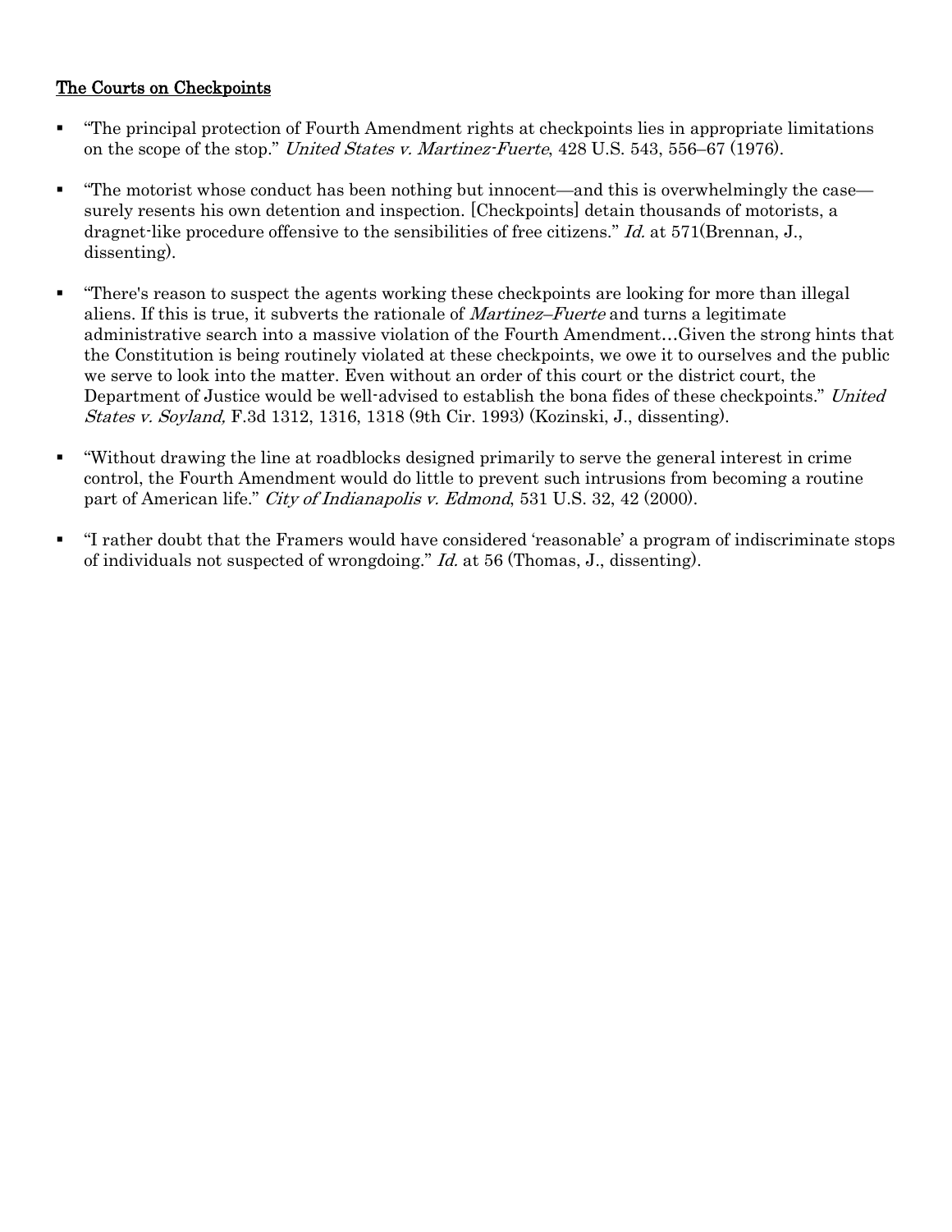## The Courts on Checkpoints

- "The principal protection of Fourth Amendment rights at checkpoints lies in appropriate limitations on the scope of the stop." *United States v. Martinez-Fuerte*, 428 U.S. 543, 556–67 (1976).

- "The motorist whose conduct has been nothing but innocent—and this is overwhelmingly the case—surely resents his own detention and inspection. [Checkpoints] detain thousands of motorists, a dragnet-like procedure offensive to the sensibilities of free citizens." *Id.* at 571(Brennan, J., dissenting).

- "There's reason to suspect the agents working these checkpoints are looking for more than illegal aliens. If this is true, it subverts the rationale of *Martinez–Fuerte* and turns a legitimate administrative search into a massive violation of the Fourth Amendment…Given the strong hints that the Constitution is being routinely violated at these checkpoints, we owe it to ourselves and the public we serve to look into the matter. Even without an order of this court or the district court, the Department of Justice would be well-advised to establish the bona fides of these checkpoints." *United States v. Soyland,* F.3d 1312, 1316, 1318 (9th Cir. 1993) (Kozinski, J., dissenting).

- "Without drawing the line at roadblocks designed primarily to serve the general interest in crime control, the Fourth Amendment would do little to prevent such intrusions from becoming a routine part of American life." *City of Indianapolis v. Edmond*, 531 U.S. 32, 42 (2000).

- "I rather doubt that the Framers would have considered 'reasonable' a program of indiscriminate stops of individuals not suspected of wrongdoing." *Id.* at 56 (Thomas, J., dissenting).